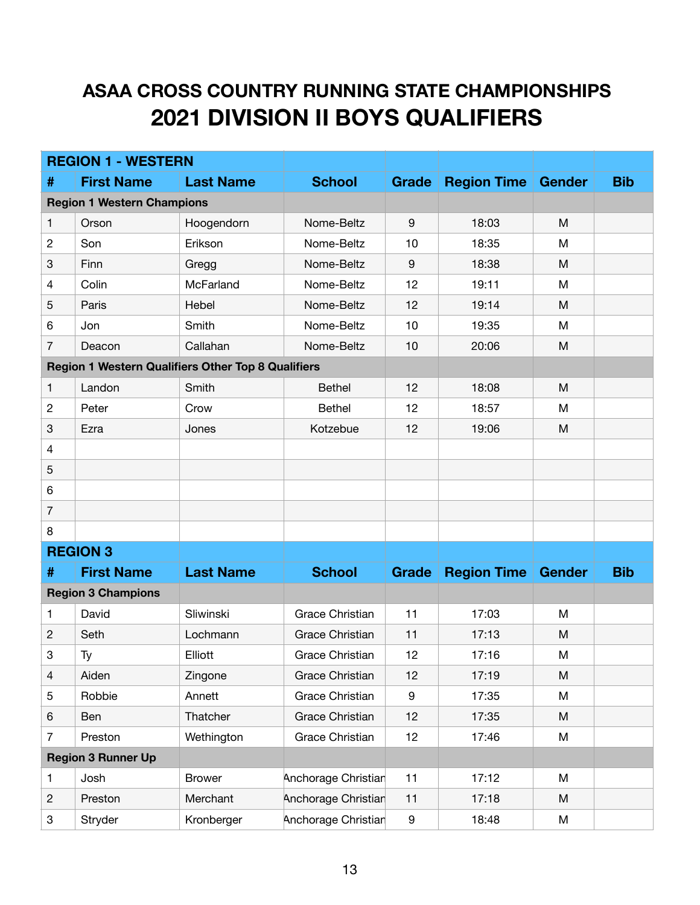# ASAA CROSS COUNTRY RUNNING STATE CHAMPIONSHIPS

# 2021 DIVISION II BOYS QUALIFIERS

| REGION 1 - WESTERN | | | | | | | |
|---|---|---|---|---|---|---|---|
| **#** | **First Name** | **Last Name** | **School** | **Grade** | **Region Time** | **Gender** | **Bib** |
| **Region 1 Western Champions** | | | | | | | |
| 1 | Orson | Hoogendorn | Nome-Beltz | 9 | 18:03 | M | |
| 2 | Son | Erikson | Nome-Beltz | 10 | 18:35 | M | |
| 3 | Finn | Gregg | Nome-Beltz | 9 | 18:38 | M | |
| 4 | Colin | McFarland | Nome-Beltz | 12 | 19:11 | M | |
| 5 | Paris | Hebel | Nome-Beltz | 12 | 19:14 | M | |
| 6 | Jon | Smith | Nome-Beltz | 10 | 19:35 | M | |
| 7 | Deacon | Callahan | Nome-Beltz | 10 | 20:06 | M | |
| **Region 1 Western Qualifiers Other Top 8 Qualifiers** | | | | | | | |
| 1 | Landon | Smith | Bethel | 12 | 18:08 | M | |
| 2 | Peter | Crow | Bethel | 12 | 18:57 | M | |
| 3 | Ezra | Jones | Kotzebue | 12 | 19:06 | M | |
| 4 | | | | | | | |
| 5 | | | | | | | |
| 6 | | | | | | | |
| 7 | | | | | | | |
| 8 | | | | | | | |

| REGION 3 | | | | | | | |
|---|---|---|---|---|---|---|---|
| **#** | **First Name** | **Last Name** | **School** | **Grade** | **Region Time** | **Gender** | **Bib** |
| **Region 3 Champions** | | | | | | | |
| 1 | David | Sliwinski | Grace Christian | 11 | 17:03 | M | |
| 2 | Seth | Lochmann | Grace Christian | 11 | 17:13 | M | |
| 3 | Ty | Elliott | Grace Christian | 12 | 17:16 | M | |
| 4 | Aiden | Zingone | Grace Christian | 12 | 17:19 | M | |
| 5 | Robbie | Annett | Grace Christian | 9 | 17:35 | M | |
| 6 | Ben | Thatcher | Grace Christian | 12 | 17:35 | M | |
| 7 | Preston | Wethington | Grace Christian | 12 | 17:46 | M | |
| **Region 3 Runner Up** | | | | | | | |
| 1 | Josh | Brower | Anchorage Christian | 11 | 17:12 | M | |
| 2 | Preston | Merchant | Anchorage Christian | 11 | 17:18 | M | |
| 3 | Stryder | Kronberger | Anchorage Christian | 9 | 18:48 | M | |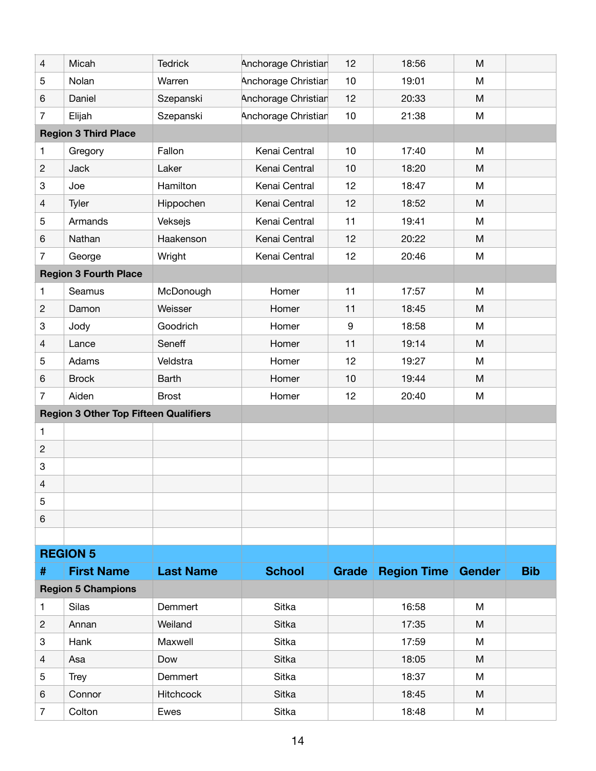| | | | | | | | |
|---|---|---|---|---|---|---|---|
| 4 | Micah | Tedrick | Anchorage Christian | 12 | 18:56 | M | |
| 5 | Nolan | Warren | Anchorage Christian | 10 | 19:01 | M | |
| 6 | Daniel | Szepanski | Anchorage Christian | 12 | 20:33 | M | |
| 7 | Elijah | Szepanski | Anchorage Christian | 10 | 21:38 | M | |
| **Region 3 Third Place** | | | | | | | |
| 1 | Gregory | Fallon | Kenai Central | 10 | 17:40 | M | |
| 2 | Jack | Laker | Kenai Central | 10 | 18:20 | M | |
| 3 | Joe | Hamilton | Kenai Central | 12 | 18:47 | M | |
| 4 | Tyler | Hippochen | Kenai Central | 12 | 18:52 | M | |
| 5 | Armands | Veksejs | Kenai Central | 11 | 19:41 | M | |
| 6 | Nathan | Haakenson | Kenai Central | 12 | 20:22 | M | |
| 7 | George | Wright | Kenai Central | 12 | 20:46 | M | |
| **Region 3 Fourth Place** | | | | | | | |
| 1 | Seamus | McDonough | Homer | 11 | 17:57 | M | |
| 2 | Damon | Weisser | Homer | 11 | 18:45 | M | |
| 3 | Jody | Goodrich | Homer | 9 | 18:58 | M | |
| 4 | Lance | Seneff | Homer | 11 | 19:14 | M | |
| 5 | Adams | Veldstra | Homer | 12 | 19:27 | M | |
| 6 | Brock | Barth | Homer | 10 | 19:44 | M | |
| 7 | Aiden | Brost | Homer | 12 | 20:40 | M | |
| **Region 3 Other Top Fifteen Qualifiers** | | | | | | | |
| 1 | | | | | | | |
| 2 | | | | | | | |
| 3 | | | | | | | |
| 4 | | | | | | | |
| 5 | | | | | | | |
| 6 | | | | | | | |
| | | | | | | | |

| **REGION 5** | | | | | | | |
|---|---|---|---|---|---|---|---|
| **#** | **First Name** | **Last Name** | **School** | **Grade** | **Region Time** | **Gender** | **Bib** |
| **Region 5 Champions** | | | | | | | |
| 1 | Silas | Demmert | Sitka | | 16:58 | M | |
| 2 | Annan | Weiland | Sitka | | 17:35 | M | |
| 3 | Hank | Maxwell | Sitka | | 17:59 | M | |
| 4 | Asa | Dow | Sitka | | 18:05 | M | |
| 5 | Trey | Demmert | Sitka | | 18:37 | M | |
| 6 | Connor | Hitchcock | Sitka | | 18:45 | M | |
| 7 | Colton | Ewes | Sitka | | 18:48 | M | |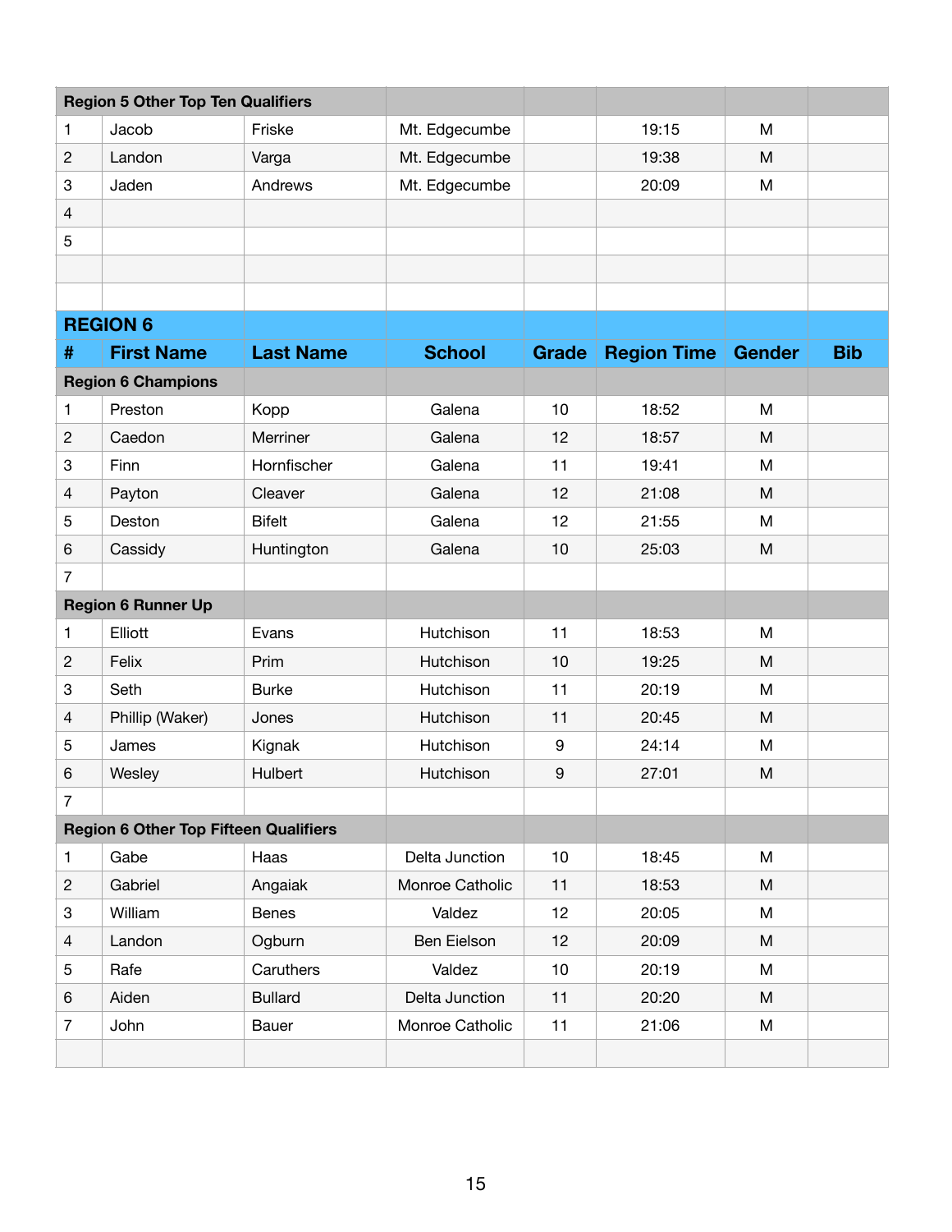| | | | | | | | |
|---|---|---|---|---|---|---|---|
| **Region 5 Other Top Ten Qualifiers** | | | | | | | |
| 1 | Jacob | Friske | Mt. Edgecumbe | | 19:15 | M | |
| 2 | Landon | Varga | Mt. Edgecumbe | | 19:38 | M | |
| 3 | Jaden | Andrews | Mt. Edgecumbe | | 20:09 | M | |
| 4 | | | | | | | |
| 5 | | | | | | | |
| | | | | | | | |
| | | | | | | | |

## REGION 6

| # | First Name | Last Name | School | Grade | Region Time | Gender | Bib |
|---|---|---|---|---|---|---|---|
| **Region 6 Champions** | | | | | | | |
| 1 | Preston | Kopp | Galena | 10 | 18:52 | M | |
| 2 | Caedon | Merriner | Galena | 12 | 18:57 | M | |
| 3 | Finn | Hornfischer | Galena | 11 | 19:41 | M | |
| 4 | Payton | Cleaver | Galena | 12 | 21:08 | M | |
| 5 | Deston | Bifelt | Galena | 12 | 21:55 | M | |
| 6 | Cassidy | Huntington | Galena | 10 | 25:03 | M | |
| 7 | | | | | | | |
| **Region 6 Runner Up** | | | | | | | |
| 1 | Elliott | Evans | Hutchison | 11 | 18:53 | M | |
| 2 | Felix | Prim | Hutchison | 10 | 19:25 | M | |
| 3 | Seth | Burke | Hutchison | 11 | 20:19 | M | |
| 4 | Phillip (Waker) | Jones | Hutchison | 11 | 20:45 | M | |
| 5 | James | Kignak | Hutchison | 9 | 24:14 | M | |
| 6 | Wesley | Hulbert | Hutchison | 9 | 27:01 | M | |
| 7 | | | | | | | |
| **Region 6 Other Top Fifteen Qualifiers** | | | | | | | |
| 1 | Gabe | Haas | Delta Junction | 10 | 18:45 | M | |
| 2 | Gabriel | Angaiak | Monroe Catholic | 11 | 18:53 | M | |
| 3 | William | Benes | Valdez | 12 | 20:05 | M | |
| 4 | Landon | Ogburn | Ben Eielson | 12 | 20:09 | M | |
| 5 | Rafe | Caruthers | Valdez | 10 | 20:19 | M | |
| 6 | Aiden | Bullard | Delta Junction | 11 | 20:20 | M | |
| 7 | John | Bauer | Monroe Catholic | 11 | 21:06 | M | |
| | | | | | | | |